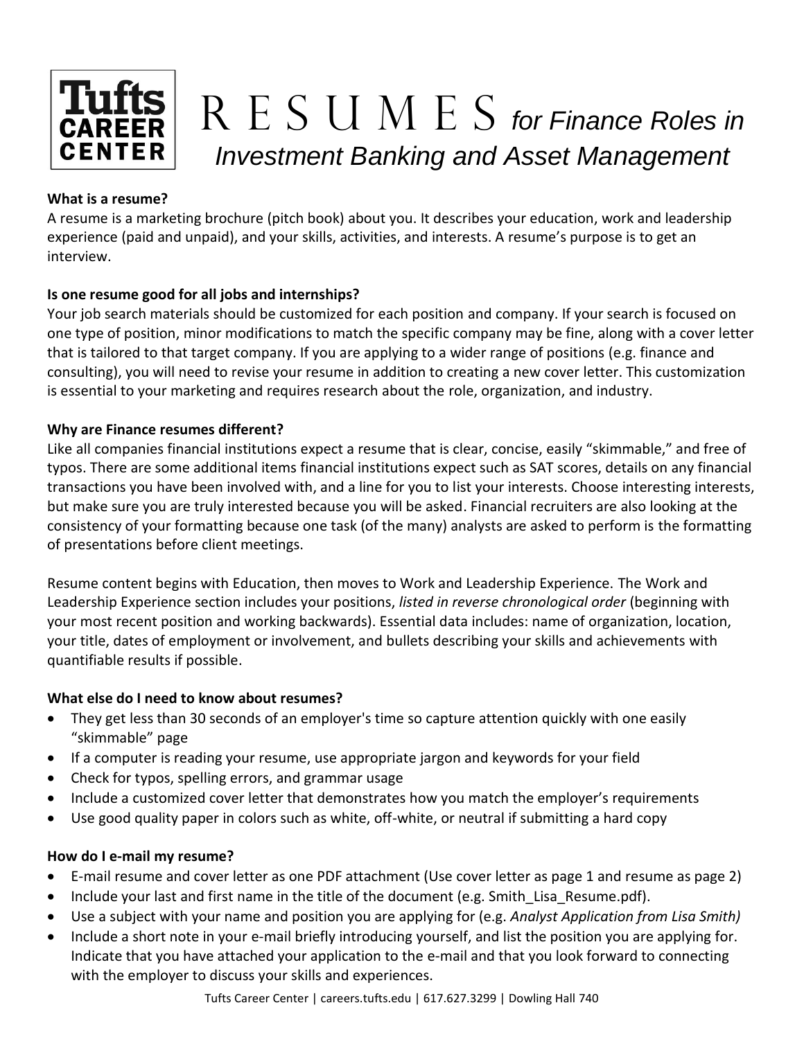# RESUMES *for Finance Roles in Investment Banking and Asset Management*

**What is a resume?**

A resume is a marketing brochure (pitch book) about you. It describes your education, work and leadership experience (paid and unpaid), and your skills, activities, and interests. A resume's purpose is to get an interview.

**Is one resume good for all jobs and internships?**

Your job search materials should be customized for each position and company. If your search is focused on one type of position, minor modifications to match the specific company may be fine, along with a cover letter that is tailored to that target company. If you are applying to a wider range of positions (e.g. finance and consulting), you will need to revise your resume in addition to creating a new cover letter. This customization is essential to your marketing and requires research about the role, organization, and industry.

**Why are Finance resumes different?**

Like all companies financial institutions expect a resume that is clear, concise, easily "skimmable," and free of typos. There are some additional items financial institutions expect such as SAT scores, details on any financial transactions you have been involved with, and a line for you to list your interests. Choose interesting interests, but make sure you are truly interested because you will be asked. Financial recruiters are also looking at the consistency of your formatting because one task (of the many) analysts are asked to perform is the formatting of presentations before client meetings.

Resume content begins with Education, then moves to Work and Leadership Experience. The Work and Leadership Experience section includes your positions, *listed in reverse chronological order* (beginning with your most recent position and working backwards). Essential data includes: name of organization, location, your title, dates of employment or involvement, and bullets describing your skills and achievements with quantifiable results if possible.

**What else do I need to know about resumes?**

- They get less than 30 seconds of an employer's time so capture attention quickly with one easily "skimmable" page
- If a computer is reading your resume, use appropriate jargon and keywords for your field
- Check for typos, spelling errors, and grammar usage
- Include a customized cover letter that demonstrates how you match the employer's requirements
- Use good quality paper in colors such as white, off-white, or neutral if submitting a hard copy

**How do I e-mail my resume?**

- E-mail resume and cover letter as one PDF attachment (Use cover letter as page 1 and resume as page 2)
- Include your last and first name in the title of the document (e.g. Smith_Lisa_Resume.pdf).
- Use a subject with your name and position you are applying for (e.g. *Analyst Application from Lisa Smith)*
- Include a short note in your e-mail briefly introducing yourself, and list the position you are applying for. Indicate that you have attached your application to the e-mail and that you look forward to connecting with the employer to discuss your skills and experiences.

Tufts Career Center | careers.tufts.edu | 617.627.3299 | Dowling Hall 740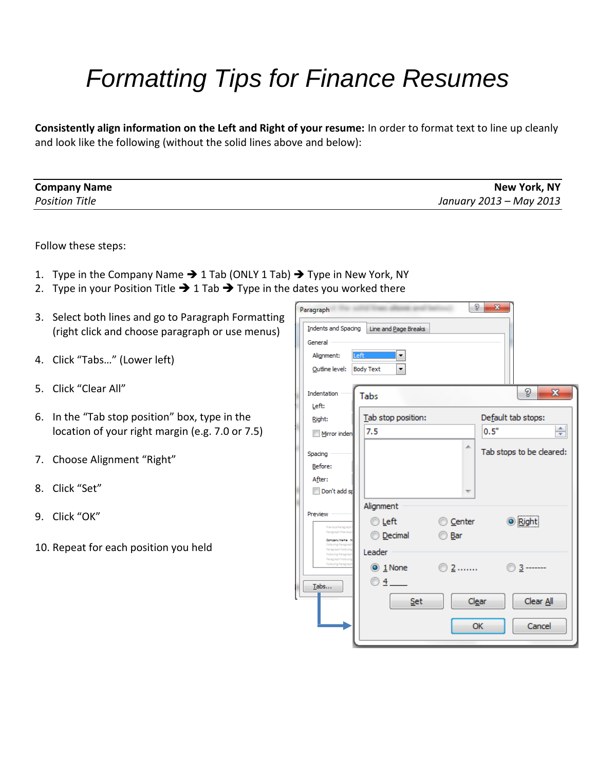# *Formatting Tips for Finance Resumes*

**Consistently align information on the Left and Right of your resume:** In order to format text to line up cleanly and look like the following (without the solid lines above and below):

| **Company Name** | **New York, NY** |
|---|---|
| *Position Title* | *January 2013 – May 2013* |

Follow these steps:

1. Type in the Company Name ➔ 1 Tab (ONLY 1 Tab) ➔ Type in New York, NY
2. Type in your Position Title ➔ 1 Tab ➔ Type in the dates you worked there
3. Select both lines and go to Paragraph Formatting (right click and choose paragraph or use menus)
4. Click "Tabs…" (Lower left)
5. Click "Clear All"
6. In the "Tab stop position" box, type in the location of your right margin (e.g. 7.0 or 7.5)
7. Choose Alignment "Right"
8. Click "Set"
9. Click "OK"
10. Repeat for each position you held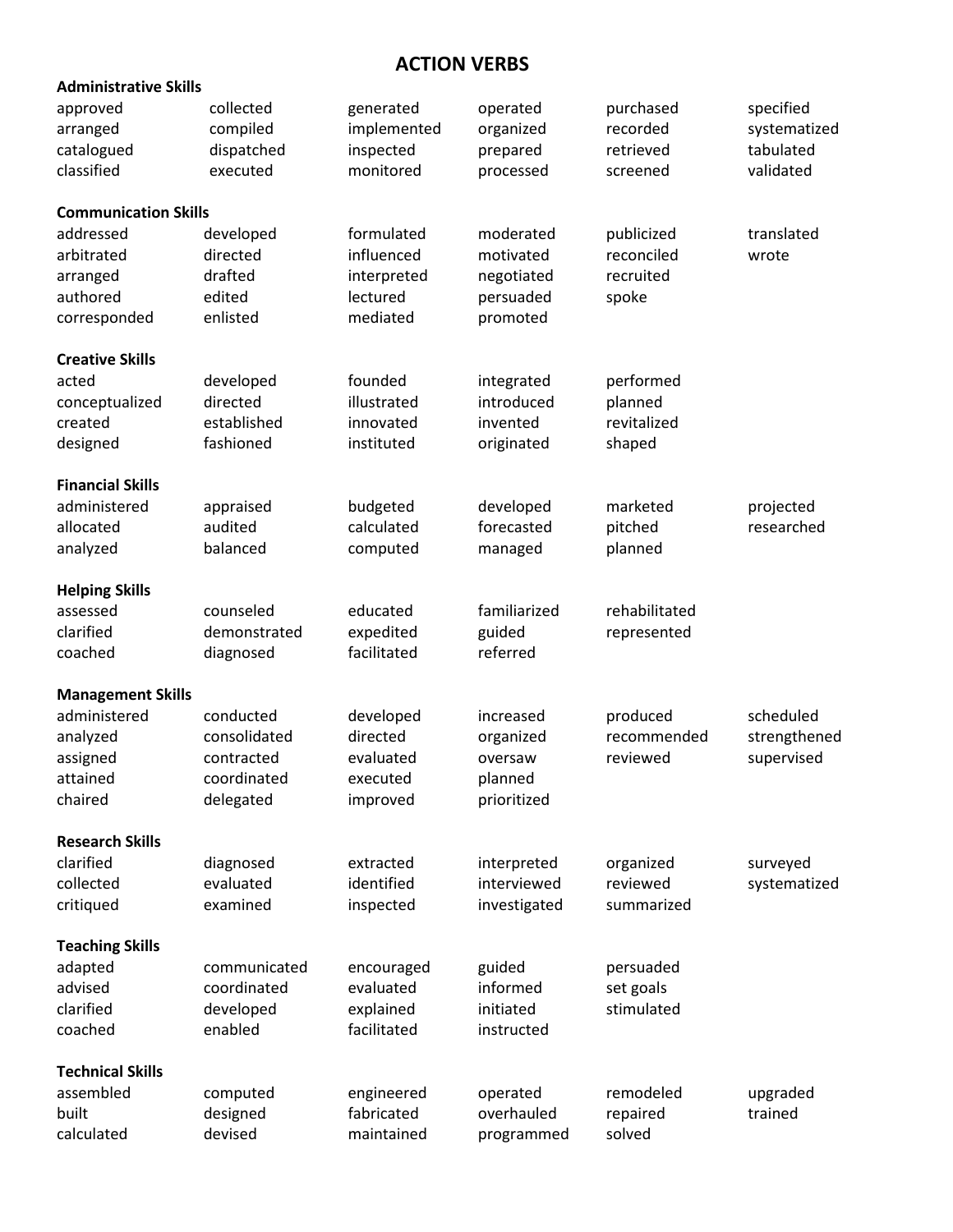# ACTION VERBS

**Administrative Skills**

| | | | | | |
|---|---|---|---|---|---|
| approved | collected | generated | operated | purchased | specified |
| arranged | compiled | implemented | organized | recorded | systematized |
| catalogued | dispatched | inspected | prepared | retrieved | tabulated |
| classified | executed | monitored | processed | screened | validated |

**Communication Skills**

| | | | | | |
|---|---|---|---|---|---|
| addressed | developed | formulated | moderated | publicized | translated |
| arbitrated | directed | influenced | motivated | reconciled | wrote |
| arranged | drafted | interpreted | negotiated | recruited | |
| authored | edited | lectured | persuaded | spoke | |
| corresponded | enlisted | mediated | promoted | | |

**Creative Skills**

| | | | | |
|---|---|---|---|---|
| acted | developed | founded | integrated | performed |
| conceptualized | directed | illustrated | introduced | planned |
| created | established | innovated | invented | revitalized |
| designed | fashioned | instituted | originated | shaped |

**Financial Skills**

| | | | | | |
|---|---|---|---|---|---|
| administered | appraised | budgeted | developed | marketed | projected |
| allocated | audited | calculated | forecasted | pitched | researched |
| analyzed | balanced | computed | managed | planned | |

**Helping Skills**

| | | | | |
|---|---|---|---|---|
| assessed | counseled | educated | familiarized | rehabilitated |
| clarified | demonstrated | expedited | guided | represented |
| coached | diagnosed | facilitated | referred | |

**Management Skills**

| | | | | | |
|---|---|---|---|---|---|
| administered | conducted | developed | increased | produced | scheduled |
| analyzed | consolidated | directed | organized | recommended | strengthened |
| assigned | contracted | evaluated | oversaw | reviewed | supervised |
| attained | coordinated | executed | planned | | |
| chaired | delegated | improved | prioritized | | |

**Research Skills**

| | | | | | |
|---|---|---|---|---|---|
| clarified | diagnosed | extracted | interpreted | organized | surveyed |
| collected | evaluated | identified | interviewed | reviewed | systematized |
| critiqued | examined | inspected | investigated | summarized | |

**Teaching Skills**

| | | | | |
|---|---|---|---|---|
| adapted | communicated | encouraged | guided | persuaded |
| advised | coordinated | evaluated | informed | set goals |
| clarified | developed | explained | initiated | stimulated |
| coached | enabled | facilitated | instructed | |

**Technical Skills**

| | | | | | |
|---|---|---|---|---|---|
| assembled | computed | engineered | operated | remodeled | upgraded |
| built | designed | fabricated | overhauled | repaired | trained |
| calculated | devised | maintained | programmed | solved | |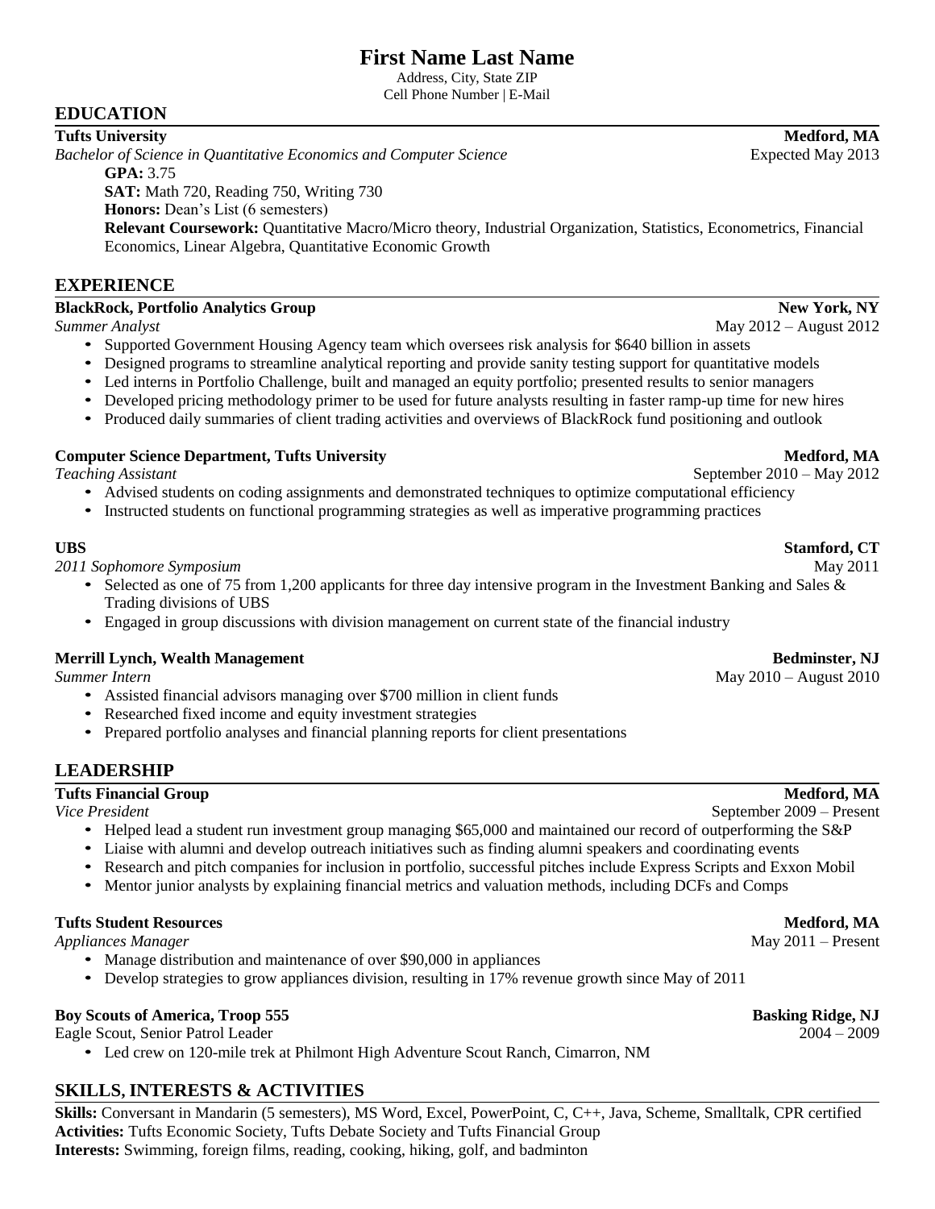# First Name Last Name

Address, City, State ZIP
Cell Phone Number | E-Mail

## EDUCATION

**Tufts University** — **Medford, MA**
*Bachelor of Science in Quantitative Economics and Computer Science* — Expected May 2013

**GPA:** 3.75
**SAT:** Math 720, Reading 750, Writing 730
**Honors:** Dean's List (6 semesters)
**Relevant Coursework:** Quantitative Macro/Micro theory, Industrial Organization, Statistics, Econometrics, Financial Economics, Linear Algebra, Quantitative Economic Growth

## EXPERIENCE

**BlackRock, Portfolio Analytics Group** — **New York, NY**
*Summer Analyst* — May 2012 – August 2012

- Supported Government Housing Agency team which oversees risk analysis for $640 billion in assets
- Designed programs to streamline analytical reporting and provide sanity testing support for quantitative models
- Led interns in Portfolio Challenge, built and managed an equity portfolio; presented results to senior managers
- Developed pricing methodology primer to be used for future analysts resulting in faster ramp-up time for new hires
- Produced daily summaries of client trading activities and overviews of BlackRock fund positioning and outlook

**Computer Science Department, Tufts University** — **Medford, MA**
*Teaching Assistant* — September 2010 – May 2012

- Advised students on coding assignments and demonstrated techniques to optimize computational efficiency
- Instructed students on functional programming strategies as well as imperative programming practices

**UBS** — **Stamford, CT**
*2011 Sophomore Symposium* — May 2011

- Selected as one of 75 from 1,200 applicants for three day intensive program in the Investment Banking and Sales & Trading divisions of UBS
- Engaged in group discussions with division management on current state of the financial industry

**Merrill Lynch, Wealth Management** — **Bedminster, NJ**
*Summer Intern* — May 2010 – August 2010

- Assisted financial advisors managing over $700 million in client funds
- Researched fixed income and equity investment strategies
- Prepared portfolio analyses and financial planning reports for client presentations

## LEADERSHIP

**Tufts Financial Group** — **Medford, MA**
*Vice President* — September 2009 – Present

- Helped lead a student run investment group managing $65,000 and maintained our record of outperforming the S&P
- Liaise with alumni and develop outreach initiatives such as finding alumni speakers and coordinating events
- Research and pitch companies for inclusion in portfolio, successful pitches include Express Scripts and Exxon Mobil
- Mentor junior analysts by explaining financial metrics and valuation methods, including DCFs and Comps

**Tufts Student Resources** — **Medford, MA**
*Appliances Manager* — May 2011 – Present

- Manage distribution and maintenance of over $90,000 in appliances
- Develop strategies to grow appliances division, resulting in 17% revenue growth since May of 2011

**Boy Scouts of America, Troop 555** — **Basking Ridge, NJ**
Eagle Scout, Senior Patrol Leader — 2004 – 2009

- Led crew on 120-mile trek at Philmont High Adventure Scout Ranch, Cimarron, NM

## SKILLS, INTERESTS & ACTIVITIES

**Skills:** Conversant in Mandarin (5 semesters), MS Word, Excel, PowerPoint, C, C++, Java, Scheme, Smalltalk, CPR certified
**Activities:** Tufts Economic Society, Tufts Debate Society and Tufts Financial Group
**Interests:** Swimming, foreign films, reading, cooking, hiking, golf, and badminton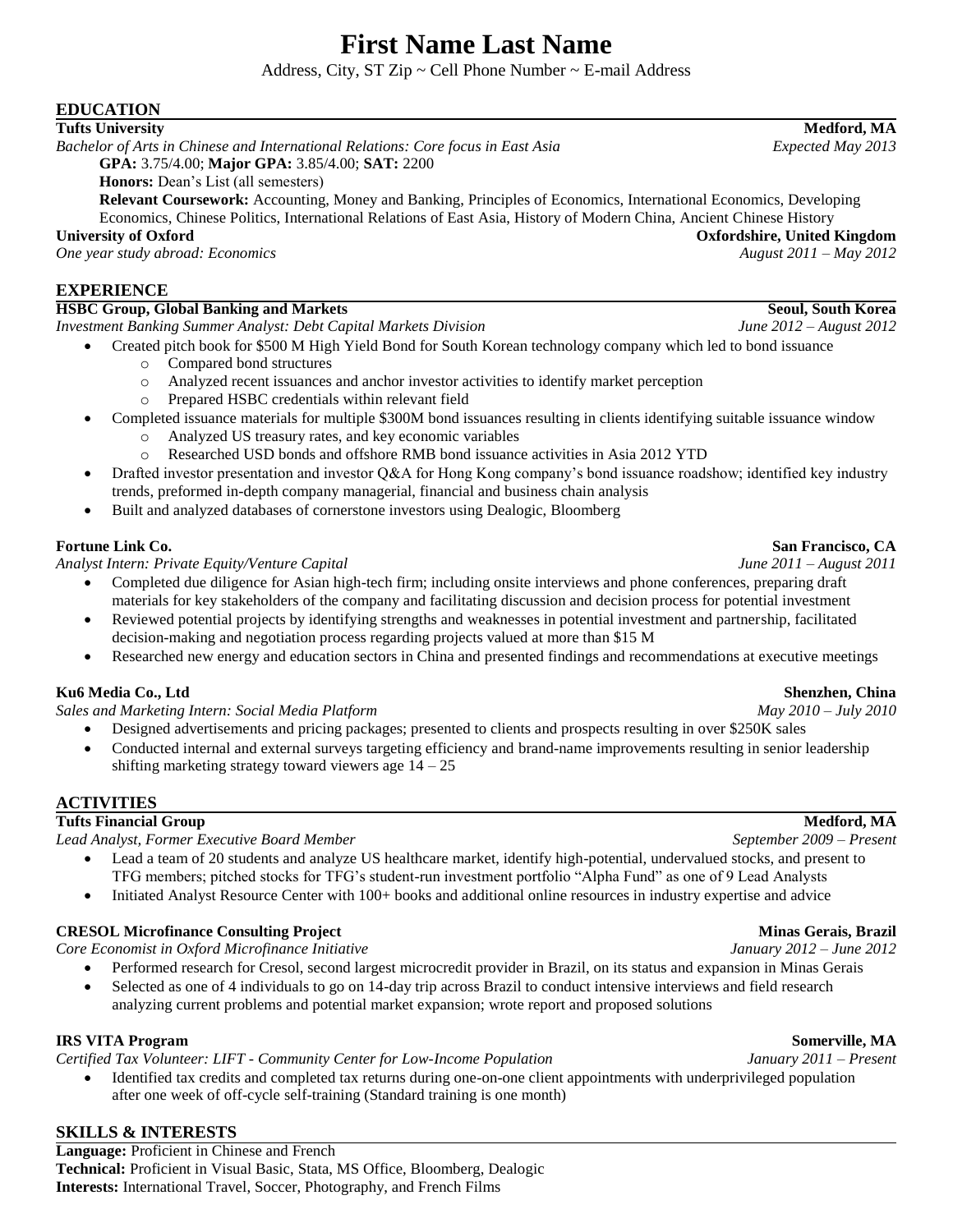# First Name Last Name

Address, City, ST Zip ~ Cell Phone Number ~ E-mail Address

## EDUCATION

**Tufts University** — **Medford, MA**
*Bachelor of Arts in Chinese and International Relations: Core focus in East Asia* — *Expected May 2013*

**GPA:** 3.75/4.00; **Major GPA:** 3.85/4.00; **SAT:** 2200
**Honors:** Dean's List (all semesters)
**Relevant Coursework:** Accounting, Money and Banking, Principles of Economics, International Economics, Developing Economics, Chinese Politics, International Relations of East Asia, History of Modern China, Ancient Chinese History

**University of Oxford** — **Oxfordshire, United Kingdom**
*One year study abroad: Economics* — *August 2011 – May 2012*

## EXPERIENCE

**HSBC Group, Global Banking and Markets** — **Seoul, South Korea**
*Investment Banking Summer Analyst: Debt Capital Markets Division* — *June 2012 – August 2012*

- Created pitch book for $500 M High Yield Bond for South Korean technology company which led to bond issuance
  - Compared bond structures
  - Analyzed recent issuances and anchor investor activities to identify market perception
  - Prepared HSBC credentials within relevant field
- Completed issuance materials for multiple $300M bond issuances resulting in clients identifying suitable issuance window
  - Analyzed US treasury rates, and key economic variables
  - Researched USD bonds and offshore RMB bond issuance activities in Asia 2012 YTD
- Drafted investor presentation and investor Q&A for Hong Kong company's bond issuance roadshow; identified key industry trends, preformed in-depth company managerial, financial and business chain analysis
- Built and analyzed databases of cornerstone investors using Dealogic, Bloomberg

**Fortune Link Co.** — **San Francisco, CA**
*Analyst Intern: Private Equity/Venture Capital* — *June 2011 – August 2011*

- Completed due diligence for Asian high-tech firm; including onsite interviews and phone conferences, preparing draft materials for key stakeholders of the company and facilitating discussion and decision process for potential investment
- Reviewed potential projects by identifying strengths and weaknesses in potential investment and partnership, facilitated decision-making and negotiation process regarding projects valued at more than $15 M
- Researched new energy and education sectors in China and presented findings and recommendations at executive meetings

**Ku6 Media Co., Ltd** — **Shenzhen, China**
*Sales and Marketing Intern: Social Media Platform* — *May 2010 – July 2010*

- Designed advertisements and pricing packages; presented to clients and prospects resulting in over $250K sales
- Conducted internal and external surveys targeting efficiency and brand-name improvements resulting in senior leadership shifting marketing strategy toward viewers age 14 – 25

## ACTIVITIES

**Tufts Financial Group** — **Medford, MA**
*Lead Analyst, Former Executive Board Member* — *September 2009 – Present*

- Lead a team of 20 students and analyze US healthcare market, identify high-potential, undervalued stocks, and present to TFG members; pitched stocks for TFG's student-run investment portfolio "Alpha Fund" as one of 9 Lead Analysts
- Initiated Analyst Resource Center with 100+ books and additional online resources in industry expertise and advice

**CRESOL Microfinance Consulting Project** — **Minas Gerais, Brazil**
*Core Economist in Oxford Microfinance Initiative* — *January 2012 – June 2012*

- Performed research for Cresol, second largest microcredit provider in Brazil, on its status and expansion in Minas Gerais
- Selected as one of 4 individuals to go on 14-day trip across Brazil to conduct intensive interviews and field research analyzing current problems and potential market expansion; wrote report and proposed solutions

**IRS VITA Program** — **Somerville, MA**
*Certified Tax Volunteer: LIFT - Community Center for Low-Income Population* — *January 2011 – Present*

- Identified tax credits and completed tax returns during one-on-one client appointments with underprivileged population after one week of off-cycle self-training (Standard training is one month)

## SKILLS & INTERESTS

**Language:** Proficient in Chinese and French
**Technical:** Proficient in Visual Basic, Stata, MS Office, Bloomberg, Dealogic
**Interests:** International Travel, Soccer, Photography, and French Films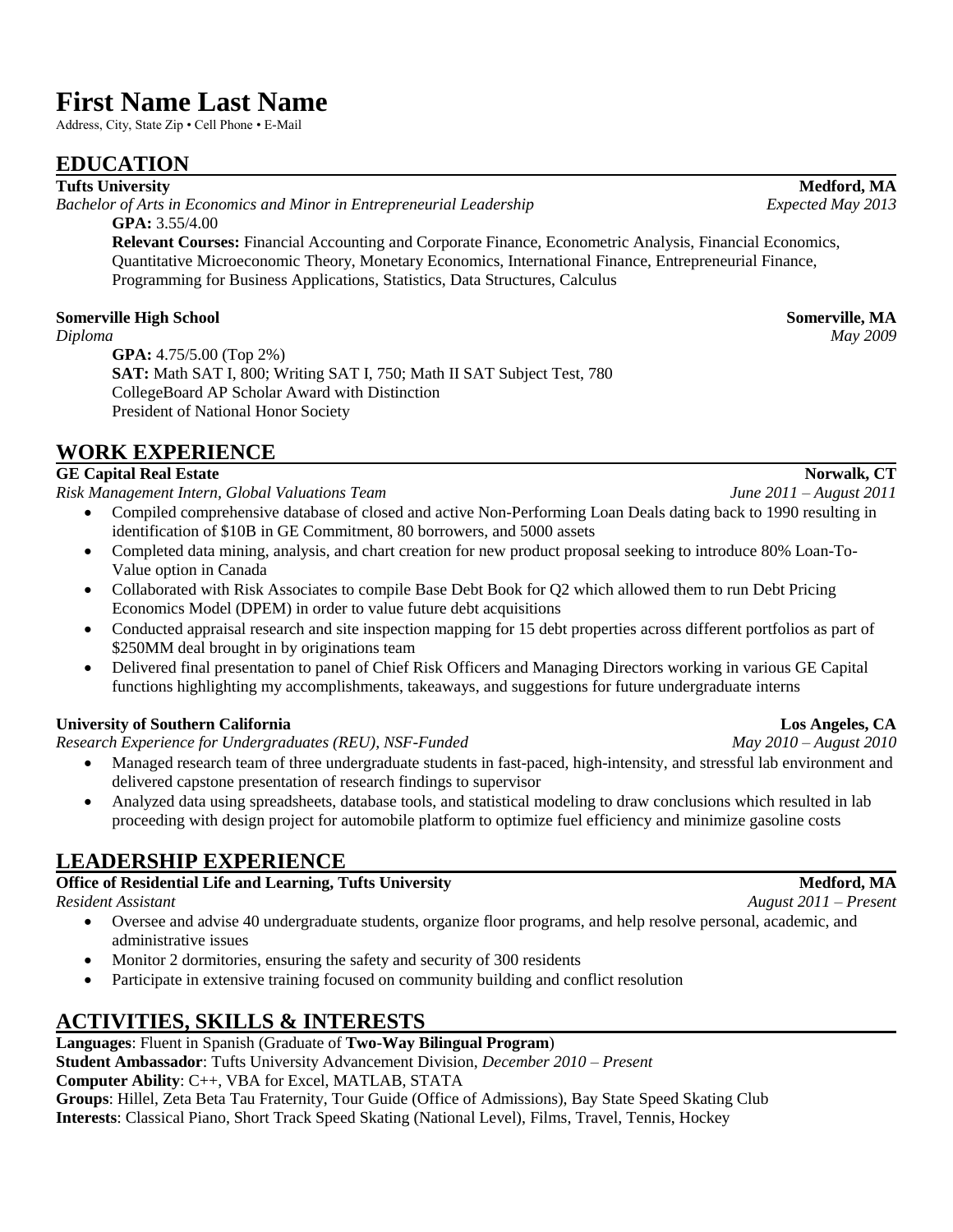# First Name Last Name

Address, City, State Zip • Cell Phone • E-Mail

## EDUCATION

**Tufts University** **Medford, MA**
*Bachelor of Arts in Economics and Minor in Entrepreneurial Leadership* *Expected May 2013*

**GPA:** 3.55/4.00
**Relevant Courses:** Financial Accounting and Corporate Finance, Econometric Analysis, Financial Economics, Quantitative Microeconomic Theory, Monetary Economics, International Finance, Entrepreneurial Finance, Programming for Business Applications, Statistics, Data Structures, Calculus

**Somerville High School** **Somerville, MA**
*Diploma* *May 2009*

**GPA:** 4.75/5.00 (Top 2%)
**SAT:** Math SAT I, 800; Writing SAT I, 750; Math II SAT Subject Test, 780
CollegeBoard AP Scholar Award with Distinction
President of National Honor Society

## WORK EXPERIENCE

**GE Capital Real Estate** **Norwalk, CT**
*Risk Management Intern, Global Valuations Team* *June 2011 – August 2011*

- Compiled comprehensive database of closed and active Non-Performing Loan Deals dating back to 1990 resulting in identification of $10B in GE Commitment, 80 borrowers, and 5000 assets
- Completed data mining, analysis, and chart creation for new product proposal seeking to introduce 80% Loan-To-Value option in Canada
- Collaborated with Risk Associates to compile Base Debt Book for Q2 which allowed them to run Debt Pricing Economics Model (DPEM) in order to value future debt acquisitions
- Conducted appraisal research and site inspection mapping for 15 debt properties across different portfolios as part of $250MM deal brought in by originations team
- Delivered final presentation to panel of Chief Risk Officers and Managing Directors working in various GE Capital functions highlighting my accomplishments, takeaways, and suggestions for future undergraduate interns

**University of Southern California** **Los Angeles, CA**
*Research Experience for Undergraduates (REU), NSF-Funded* *May 2010 – August 2010*

- Managed research team of three undergraduate students in fast-paced, high-intensity, and stressful lab environment and delivered capstone presentation of research findings to supervisor
- Analyzed data using spreadsheets, database tools, and statistical modeling to draw conclusions which resulted in lab proceeding with design project for automobile platform to optimize fuel efficiency and minimize gasoline costs

## LEADERSHIP EXPERIENCE

**Office of Residential Life and Learning, Tufts University** **Medford, MA**
*Resident Assistant* *August 2011 – Present*

- Oversee and advise 40 undergraduate students, organize floor programs, and help resolve personal, academic, and administrative issues
- Monitor 2 dormitories, ensuring the safety and security of 300 residents
- Participate in extensive training focused on community building and conflict resolution

## ACTIVITIES, SKILLS & INTERESTS

**Languages**: Fluent in Spanish (Graduate of **Two-Way Bilingual Program**)
**Student Ambassador**: Tufts University Advancement Division, *December 2010 – Present*
**Computer Ability**: C++, VBA for Excel, MATLAB, STATA
**Groups**: Hillel, Zeta Beta Tau Fraternity, Tour Guide (Office of Admissions), Bay State Speed Skating Club
**Interests**: Classical Piano, Short Track Speed Skating (National Level), Films, Travel, Tennis, Hockey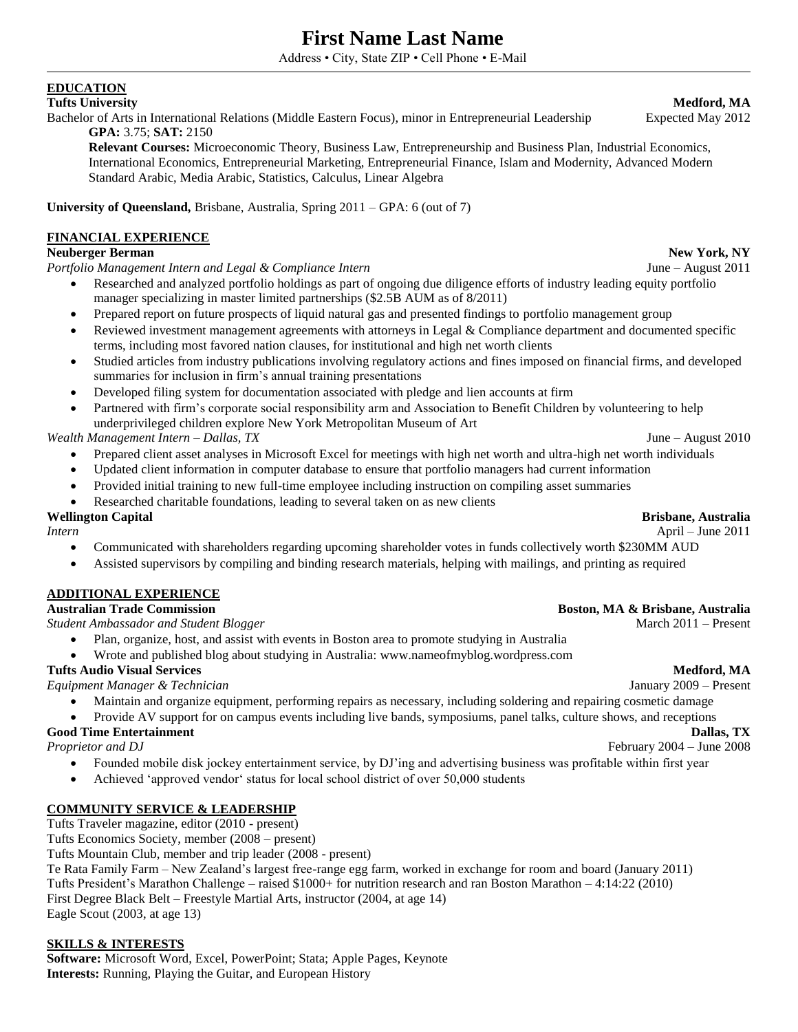# First Name Last Name

Address • City, State ZIP • Cell Phone • E-Mail

## EDUCATION

**Tufts University** **Medford, MA**
Bachelor of Arts in International Relations (Middle Eastern Focus), minor in Entrepreneurial Leadership Expected May 2012

**GPA:** 3.75; **SAT:** 2150

**Relevant Courses:** Microeconomic Theory, Business Law, Entrepreneurship and Business Plan, Industrial Economics, International Economics, Entrepreneurial Marketing, Entrepreneurial Finance, Islam and Modernity, Advanced Modern Standard Arabic, Media Arabic, Statistics, Calculus, Linear Algebra

**University of Queensland,** Brisbane, Australia, Spring 2011 – GPA: 6 (out of 7)

## FINANCIAL EXPERIENCE

**Neuberger Berman** **New York, NY**
*Portfolio Management Intern and Legal & Compliance Intern* June – August 2011

- Researched and analyzed portfolio holdings as part of ongoing due diligence efforts of industry leading equity portfolio manager specializing in master limited partnerships ($2.5B AUM as of 8/2011)
- Prepared report on future prospects of liquid natural gas and presented findings to portfolio management group
- Reviewed investment management agreements with attorneys in Legal & Compliance department and documented specific terms, including most favored nation clauses, for institutional and high net worth clients
- Studied articles from industry publications involving regulatory actions and fines imposed on financial firms, and developed summaries for inclusion in firm's annual training presentations
- Developed filing system for documentation associated with pledge and lien accounts at firm
- Partnered with firm's corporate social responsibility arm and Association to Benefit Children by volunteering to help underprivileged children explore New York Metropolitan Museum of Art

*Wealth Management Intern – Dallas, TX* June – August 2010

- Prepared client asset analyses in Microsoft Excel for meetings with high net worth and ultra-high net worth individuals
- Updated client information in computer database to ensure that portfolio managers had current information
- Provided initial training to new full-time employee including instruction on compiling asset summaries
- Researched charitable foundations, leading to several taken on as new clients

**Wellington Capital** **Brisbane, Australia**
*Intern* April – June 2011

- Communicated with shareholders regarding upcoming shareholder votes in funds collectively worth $230MM AUD
- Assisted supervisors by compiling and binding research materials, helping with mailings, and printing as required

## ADDITIONAL EXPERIENCE

**Australian Trade Commission** **Boston, MA & Brisbane, Australia**
*Student Ambassador and Student Blogger* March 2011 – Present

- Plan, organize, host, and assist with events in Boston area to promote studying in Australia
- Wrote and published blog about studying in Australia: www.nameofmyblog.wordpress.com

**Tufts Audio Visual Services** **Medford, MA**
*Equipment Manager & Technician* January 2009 – Present

- Maintain and organize equipment, performing repairs as necessary, including soldering and repairing cosmetic damage
- Provide AV support for on campus events including live bands, symposiums, panel talks, culture shows, and receptions

**Good Time Entertainment** **Dallas, TX**
*Proprietor and DJ* February 2004 – June 2008

- Founded mobile disk jockey entertainment service, by DJ'ing and advertising business was profitable within first year
- Achieved 'approved vendor' status for local school district of over 50,000 students

## COMMUNITY SERVICE & LEADERSHIP

Tufts Traveler magazine, editor (2010 - present)
Tufts Economics Society, member (2008 – present)
Tufts Mountain Club, member and trip leader (2008 - present)
Te Rata Family Farm – New Zealand's largest free-range egg farm, worked in exchange for room and board (January 2011)
Tufts President's Marathon Challenge – raised $1000+ for nutrition research and ran Boston Marathon – 4:14:22 (2010)
First Degree Black Belt – Freestyle Martial Arts, instructor (2004, at age 14)
Eagle Scout (2003, at age 13)

## SKILLS & INTERESTS

**Software:** Microsoft Word, Excel, PowerPoint; Stata; Apple Pages, Keynote
**Interests:** Running, Playing the Guitar, and European History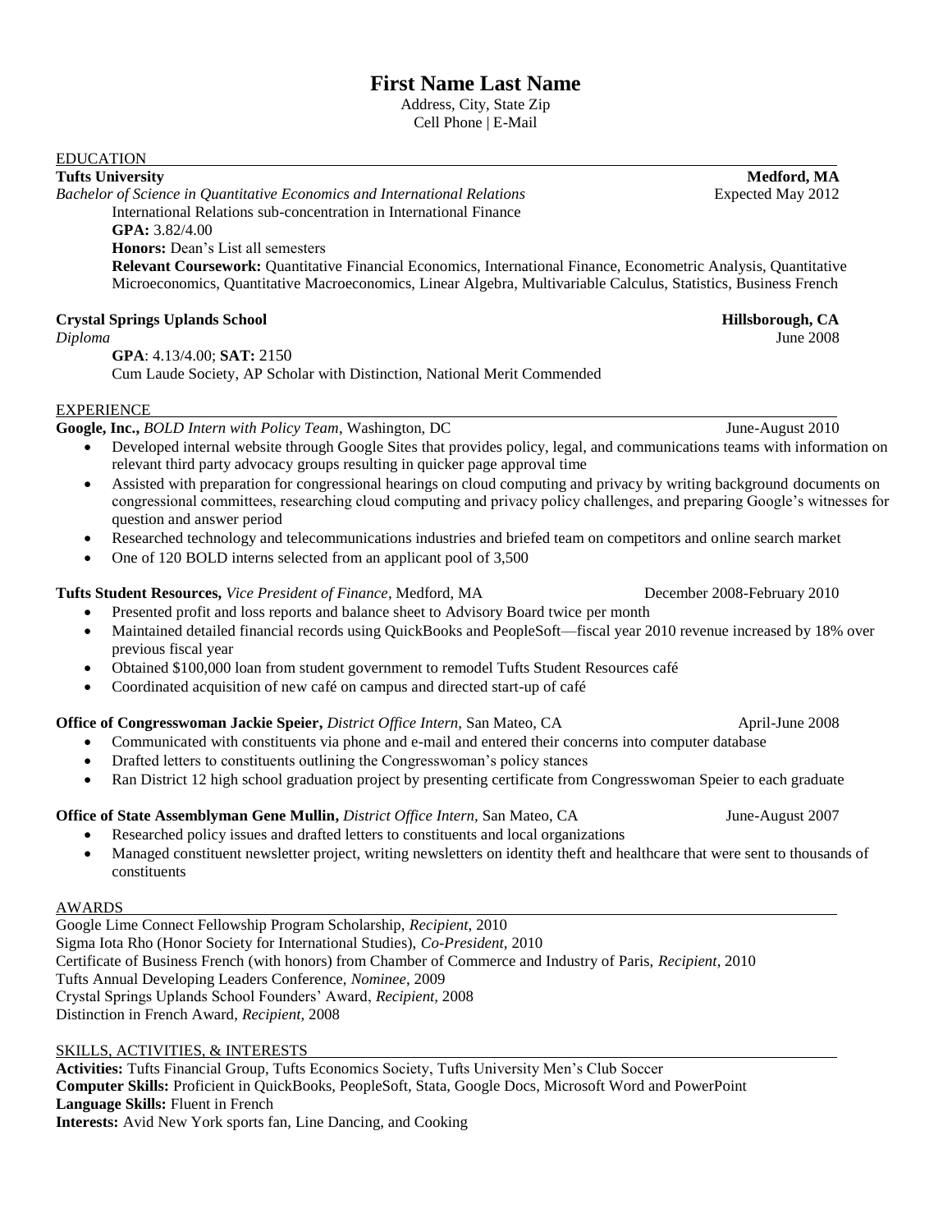# First Name Last Name

Address, City, State Zip
Cell Phone | E-Mail

## EDUCATION

**Tufts University** **Medford, MA**
*Bachelor of Science in Quantitative Economics and International Relations* Expected May 2012

International Relations sub-concentration in International Finance
**GPA:** 3.82/4.00
**Honors:** Dean's List all semesters
**Relevant Coursework:** Quantitative Financial Economics, International Finance, Econometric Analysis, Quantitative Microeconomics, Quantitative Macroeconomics, Linear Algebra, Multivariable Calculus, Statistics, Business French

**Crystal Springs Uplands School** **Hillsborough, CA**
*Diploma* June 2008

**GPA**: 4.13/4.00; **SAT:** 2150
Cum Laude Society, AP Scholar with Distinction, National Merit Commended

## EXPERIENCE

**Google, Inc.,** *BOLD Intern with Policy Team*, Washington, DC June-August 2010

- Developed internal website through Google Sites that provides policy, legal, and communications teams with information on relevant third party advocacy groups resulting in quicker page approval time
- Assisted with preparation for congressional hearings on cloud computing and privacy by writing background documents on congressional committees, researching cloud computing and privacy policy challenges, and preparing Google's witnesses for question and answer period
- Researched technology and telecommunications industries and briefed team on competitors and online search market
- One of 120 BOLD interns selected from an applicant pool of 3,500

**Tufts Student Resources,** *Vice President of Finance*, Medford, MA December 2008-February 2010

- Presented profit and loss reports and balance sheet to Advisory Board twice per month
- Maintained detailed financial records using QuickBooks and PeopleSoft—fiscal year 2010 revenue increased by 18% over previous fiscal year
- Obtained $100,000 loan from student government to remodel Tufts Student Resources café
- Coordinated acquisition of new café on campus and directed start-up of café

**Office of Congresswoman Jackie Speier,** *District Office Intern,* San Mateo, CA April-June 2008

- Communicated with constituents via phone and e-mail and entered their concerns into computer database
- Drafted letters to constituents outlining the Congresswoman's policy stances
- Ran District 12 high school graduation project by presenting certificate from Congresswoman Speier to each graduate

**Office of State Assemblyman Gene Mullin,** *District Office Intern,* San Mateo, CA June-August 2007

- Researched policy issues and drafted letters to constituents and local organizations
- Managed constituent newsletter project, writing newsletters on identity theft and healthcare that were sent to thousands of constituents

## AWARDS

Google Lime Connect Fellowship Program Scholarship, *Recipient*, 2010
Sigma Iota Rho (Honor Society for International Studies), *Co-President*, 2010
Certificate of Business French (with honors) from Chamber of Commerce and Industry of Paris, *Recipient*, 2010
Tufts Annual Developing Leaders Conference, *Nominee*, 2009
Crystal Springs Uplands School Founders' Award, *Recipient*, 2008
Distinction in French Award, *Recipient*, 2008

## SKILLS, ACTIVITIES, & INTERESTS

**Activities:** Tufts Financial Group, Tufts Economics Society, Tufts University Men's Club Soccer
**Computer Skills:** Proficient in QuickBooks, PeopleSoft, Stata, Google Docs, Microsoft Word and PowerPoint
**Language Skills:** Fluent in French
**Interests:** Avid New York sports fan, Line Dancing, and Cooking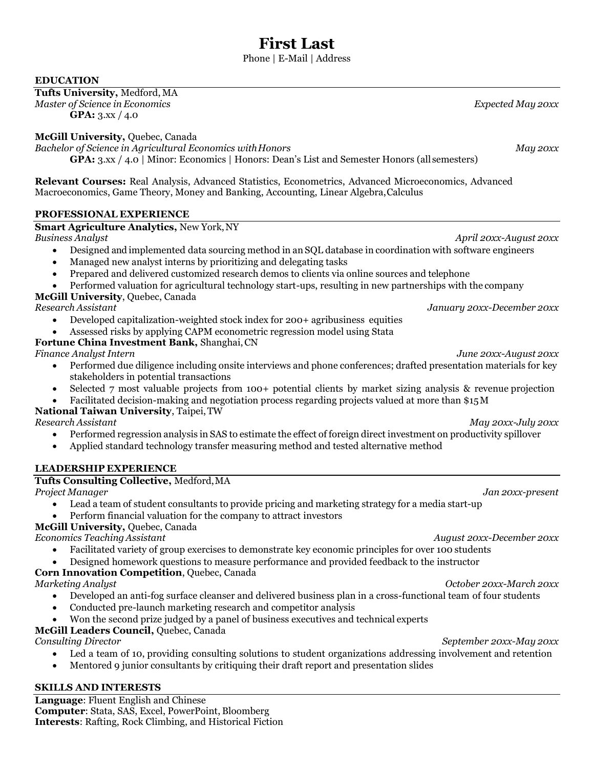# First Last

Phone | E-Mail | Address

## EDUCATION

**Tufts University,** Medford, MA
*Master of Science in Economics* *Expected May 20xx*
**GPA:** 3.xx / 4.0

**McGill University,** Quebec, Canada
*Bachelor of Science in Agricultural Economics with Honors* *May 20xx*
**GPA:** 3.xx / 4.0 | Minor: Economics | Honors: Dean's List and Semester Honors (all semesters)

**Relevant Courses:** Real Analysis, Advanced Statistics, Econometrics, Advanced Microeconomics, Advanced Macroeconomics, Game Theory, Money and Banking, Accounting, Linear Algebra, Calculus

## PROFESSIONAL EXPERIENCE

**Smart Agriculture Analytics,** New York, NY
*Business Analyst* *April 20xx-August 20xx*

- Designed and implemented data sourcing method in an SQL database in coordination with software engineers
- Managed new analyst interns by prioritizing and delegating tasks
- Prepared and delivered customized research demos to clients via online sources and telephone
- Performed valuation for agricultural technology start-ups, resulting in new partnerships with the company

**McGill University**, Quebec, Canada
*Research Assistant* *January 20xx-December 20xx*

- Developed capitalization-weighted stock index for 200+ agribusiness equities
- Assessed risks by applying CAPM econometric regression model using Stata

**Fortune China Investment Bank,** Shanghai, CN
*Finance Analyst Intern* *June 20xx-August 20xx*

- Performed due diligence including onsite interviews and phone conferences; drafted presentation materials for key stakeholders in potential transactions
- Selected 7 most valuable projects from 100+ potential clients by market sizing analysis & revenue projection
- Facilitated decision-making and negotiation process regarding projects valued at more than $15 M

**National Taiwan University**, Taipei, TW
*Research Assistant* *May 20xx-July 20xx*

- Performed regression analysis in SAS to estimate the effect of foreign direct investment on productivity spillover
- Applied standard technology transfer measuring method and tested alternative method

## LEADERSHIP EXPERIENCE

**Tufts Consulting Collective,** Medford, MA
*Project Manager* *Jan 20xx-present*

- Lead a team of student consultants to provide pricing and marketing strategy for a media start-up
- Perform financial valuation for the company to attract investors

**McGill University,** Quebec, Canada
*Economics Teaching Assistant* *August 20xx-December 20xx*

- Facilitated variety of group exercises to demonstrate key economic principles for over 100 students
- Designed homework questions to measure performance and provided feedback to the instructor

**Corn Innovation Competition**, Quebec, Canada
*Marketing Analyst* *October 20xx-March 20xx*

- Developed an anti-fog surface cleanser and delivered business plan in a cross-functional team of four students
- Conducted pre-launch marketing research and competitor analysis
- Won the second prize judged by a panel of business executives and technical experts

**McGill Leaders Council,** Quebec, Canada
*Consulting Director* *September 20xx-May 20xx*

- Led a team of 10, providing consulting solutions to student organizations addressing involvement and retention
- Mentored 9 junior consultants by critiquing their draft report and presentation slides

## SKILLS AND INTERESTS

**Language**: Fluent English and Chinese
**Computer**: Stata, SAS, Excel, PowerPoint, Bloomberg
**Interests**: Rafting, Rock Climbing, and Historical Fiction